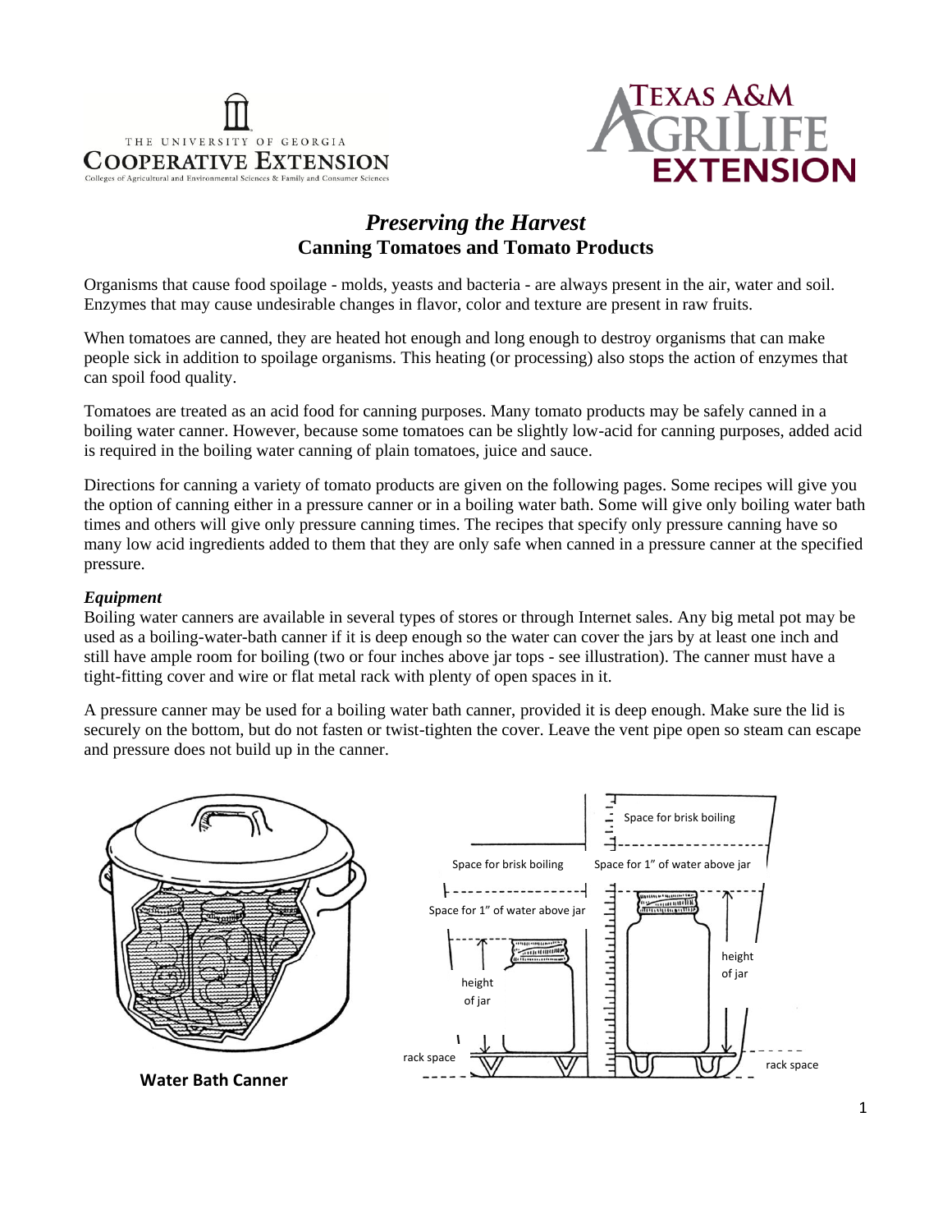THE UNIVERSITY OF GEORGIA
COOPERATIVE EXTENSION
Colleges of Agricultural and Environmental Sciences & Family and Consumer Sciences

TEXAS A&M AGRILIFE EXTENSION

# *Preserving the Harvest*
## Canning Tomatoes and Tomato Products

Organisms that cause food spoilage - molds, yeasts and bacteria - are always present in the air, water and soil. Enzymes that may cause undesirable changes in flavor, color and texture are present in raw fruits.

When tomatoes are canned, they are heated hot enough and long enough to destroy organisms that can make people sick in addition to spoilage organisms. This heating (or processing) also stops the action of enzymes that can spoil food quality.

Tomatoes are treated as an acid food for canning purposes. Many tomato products may be safely canned in a boiling water canner. However, because some tomatoes can be slightly low-acid for canning purposes, added acid is required in the boiling water canning of plain tomatoes, juice and sauce.

Directions for canning a variety of tomato products are given on the following pages. Some recipes will give you the option of canning either in a pressure canner or in a boiling water bath. Some will give only boiling water bath times and others will give only pressure canning times. The recipes that specify only pressure canning have so many low acid ingredients added to them that they are only safe when canned in a pressure canner at the specified pressure.

### *Equipment*

Boiling water canners are available in several types of stores or through Internet sales. Any big metal pot may be used as a boiling-water-bath canner if it is deep enough so the water can cover the jars by at least one inch and still have ample room for boiling (two or four inches above jar tops - see illustration). The canner must have a tight-fitting cover and wire or flat metal rack with plenty of open spaces in it.

A pressure canner may be used for a boiling water bath canner, provided it is deep enough. Make sure the lid is securely on the bottom, but do not fasten or twist-tighten the cover. Leave the vent pipe open so steam can escape and pressure does not build up in the canner.

**Water Bath Canner**

Space for brisk boiling
Space for 1" of water above jar
height of jar
rack space

Space for brisk boiling
Space for 1" of water above jar
height of jar
rack space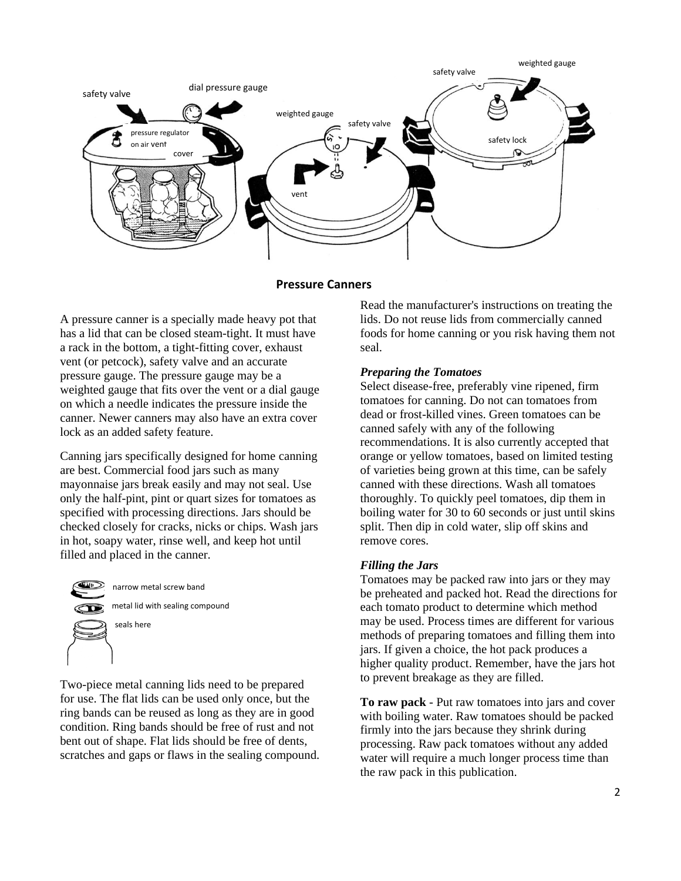**Pressure Canners**

A pressure canner is a specially made heavy pot that has a lid that can be closed steam-tight. It must have a rack in the bottom, a tight-fitting cover, exhaust vent (or petcock), safety valve and an accurate pressure gauge. The pressure gauge may be a weighted gauge that fits over the vent or a dial gauge on which a needle indicates the pressure inside the canner. Newer canners may also have an extra cover lock as an added safety feature.

Canning jars specifically designed for home canning are best. Commercial food jars such as many mayonnaise jars break easily and may not seal. Use only the half-pint, pint or quart sizes for tomatoes as specified with processing directions. Jars should be checked closely for cracks, nicks or chips. Wash jars in hot, soapy water, rinse well, and keep hot until filled and placed in the canner.

Two-piece metal canning lids need to be prepared for use. The flat lids can be used only once, but the ring bands can be reused as long as they are in good condition. Ring bands should be free of rust and not bent out of shape. Flat lids should be free of dents, scratches and gaps or flaws in the sealing compound. Read the manufacturer's instructions on treating the lids. Do not reuse lids from commercially canned foods for home canning or you risk having them not seal.

***Preparing the Tomatoes***

Select disease-free, preferably vine ripened, firm tomatoes for canning. Do not can tomatoes from dead or frost-killed vines. Green tomatoes can be canned safely with any of the following recommendations. It is also currently accepted that orange or yellow tomatoes, based on limited testing of varieties being grown at this time, can be safely canned with these directions. Wash all tomatoes thoroughly. To quickly peel tomatoes, dip them in boiling water for 30 to 60 seconds or just until skins split. Then dip in cold water, slip off skins and remove cores.

***Filling the Jars***

Tomatoes may be packed raw into jars or they may be preheated and packed hot. Read the directions for each tomato product to determine which method may be used. Process times are different for various methods of preparing tomatoes and filling them into jars. If given a choice, the hot pack produces a higher quality product. Remember, have the jars hot to prevent breakage as they are filled.

**To raw pack** - Put raw tomatoes into jars and cover with boiling water. Raw tomatoes should be packed firmly into the jars because they shrink during processing. Raw pack tomatoes without any added water will require a much longer process time than the raw pack in this publication.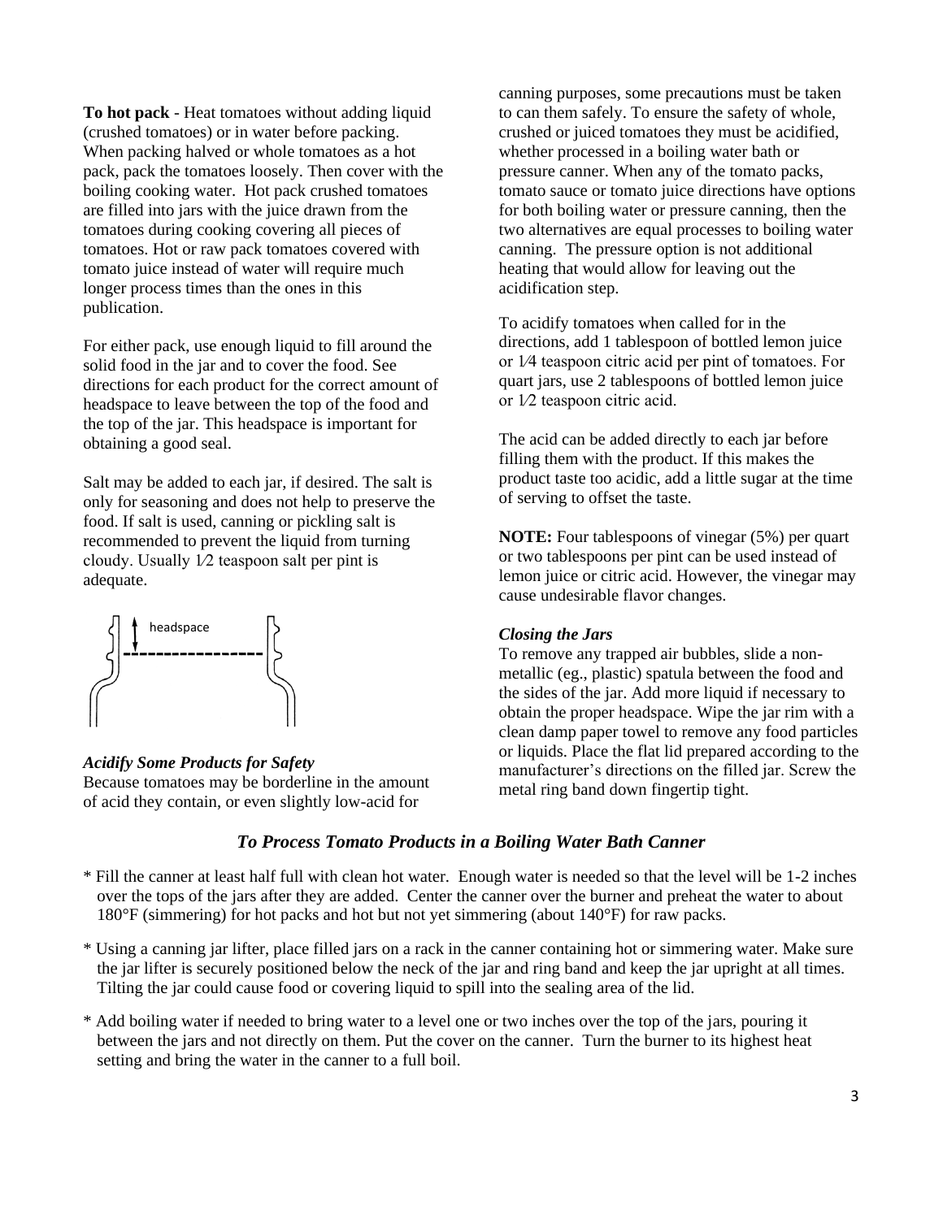**To hot pack** - Heat tomatoes without adding liquid (crushed tomatoes) or in water before packing. When packing halved or whole tomatoes as a hot pack, pack the tomatoes loosely. Then cover with the boiling cooking water. Hot pack crushed tomatoes are filled into jars with the juice drawn from the tomatoes during cooking covering all pieces of tomatoes. Hot or raw pack tomatoes covered with tomato juice instead of water will require much longer process times than the ones in this publication.

For either pack, use enough liquid to fill around the solid food in the jar and to cover the food. See directions for each product for the correct amount of headspace to leave between the top of the food and the top of the jar. This headspace is important for obtaining a good seal.

Salt may be added to each jar, if desired. The salt is only for seasoning and does not help to preserve the food. If salt is used, canning or pickling salt is recommended to prevent the liquid from turning cloudy. Usually 1⁄2 teaspoon salt per pint is adequate.

headspace

### *Acidify Some Products for Safety*

Because tomatoes may be borderline in the amount of acid they contain, or even slightly low-acid for canning purposes, some precautions must be taken to can them safely. To ensure the safety of whole, crushed or juiced tomatoes they must be acidified, whether processed in a boiling water bath or pressure canner. When any of the tomato packs, tomato sauce or tomato juice directions have options for both boiling water or pressure canning, then the two alternatives are equal processes to boiling water canning. The pressure option is not additional heating that would allow for leaving out the acidification step.

To acidify tomatoes when called for in the directions, add 1 tablespoon of bottled lemon juice or 1⁄4 teaspoon citric acid per pint of tomatoes. For quart jars, use 2 tablespoons of bottled lemon juice or 1⁄2 teaspoon citric acid.

The acid can be added directly to each jar before filling them with the product. If this makes the product taste too acidic, add a little sugar at the time of serving to offset the taste.

**NOTE:** Four tablespoons of vinegar (5%) per quart or two tablespoons per pint can be used instead of lemon juice or citric acid. However, the vinegar may cause undesirable flavor changes.

### *Closing the Jars*

To remove any trapped air bubbles, slide a non-metallic (eg., plastic) spatula between the food and the sides of the jar. Add more liquid if necessary to obtain the proper headspace. Wipe the jar rim with a clean damp paper towel to remove any food particles or liquids. Place the flat lid prepared according to the manufacturer's directions on the filled jar. Screw the metal ring band down fingertip tight.

## *To Process Tomato Products in a Boiling Water Bath Canner*

* Fill the canner at least half full with clean hot water. Enough water is needed so that the level will be 1-2 inches over the tops of the jars after they are added. Center the canner over the burner and preheat the water to about 180°F (simmering) for hot packs and hot but not yet simmering (about 140°F) for raw packs.
* Using a canning jar lifter, place filled jars on a rack in the canner containing hot or simmering water. Make sure the jar lifter is securely positioned below the neck of the jar and ring band and keep the jar upright at all times. Tilting the jar could cause food or covering liquid to spill into the sealing area of the lid.
* Add boiling water if needed to bring water to a level one or two inches over the top of the jars, pouring it between the jars and not directly on them. Put the cover on the canner. Turn the burner to its highest heat setting and bring the water in the canner to a full boil.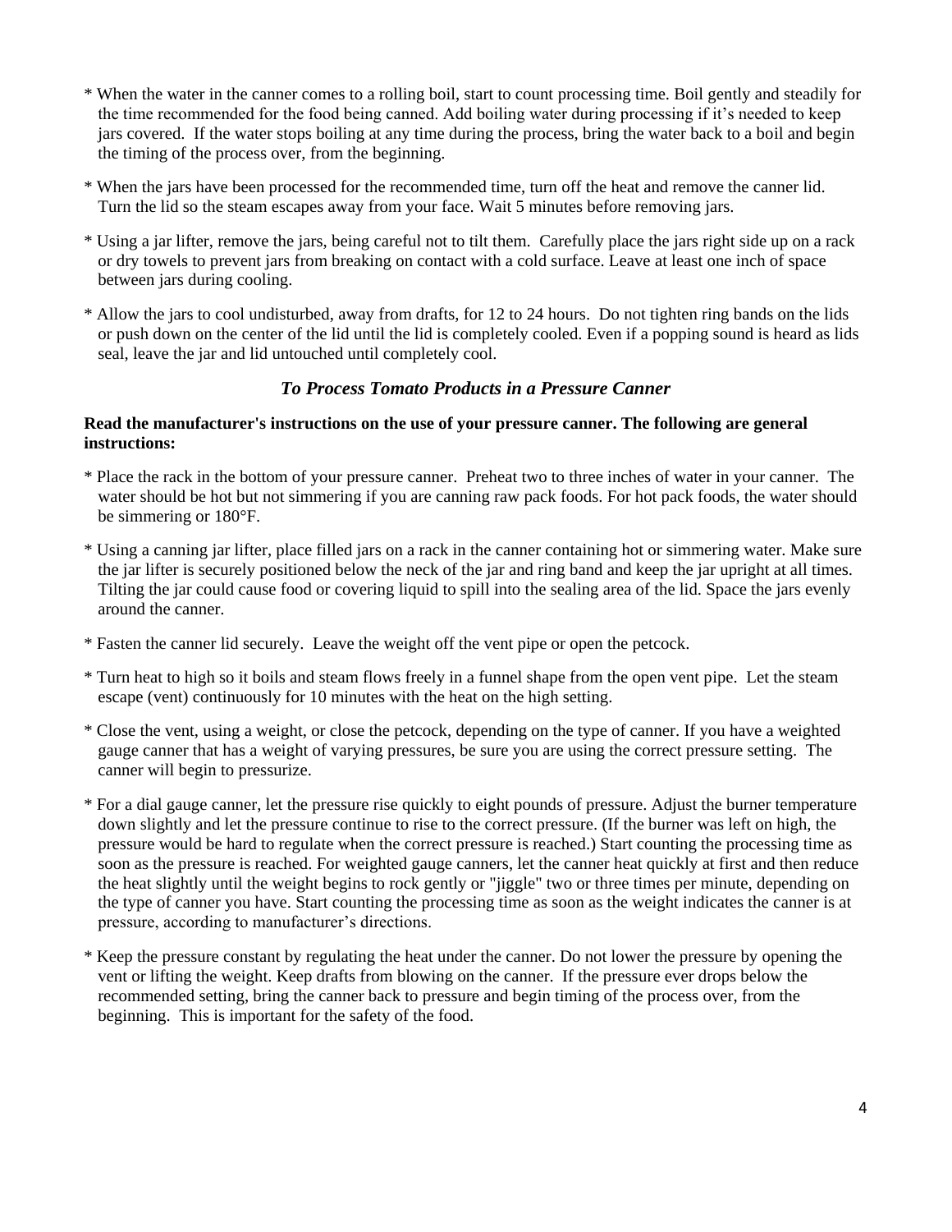* When the water in the canner comes to a rolling boil, start to count processing time. Boil gently and steadily for the time recommended for the food being canned. Add boiling water during processing if it's needed to keep jars covered. If the water stops boiling at any time during the process, bring the water back to a boil and begin the timing of the process over, from the beginning.

* When the jars have been processed for the recommended time, turn off the heat and remove the canner lid. Turn the lid so the steam escapes away from your face. Wait 5 minutes before removing jars.

* Using a jar lifter, remove the jars, being careful not to tilt them. Carefully place the jars right side up on a rack or dry towels to prevent jars from breaking on contact with a cold surface. Leave at least one inch of space between jars during cooling.

* Allow the jars to cool undisturbed, away from drafts, for 12 to 24 hours. Do not tighten ring bands on the lids or push down on the center of the lid until the lid is completely cooled. Even if a popping sound is heard as lids seal, leave the jar and lid untouched until completely cool.

### *To Process Tomato Products in a Pressure Canner*

**Read the manufacturer's instructions on the use of your pressure canner. The following are general instructions:**

* Place the rack in the bottom of your pressure canner. Preheat two to three inches of water in your canner. The water should be hot but not simmering if you are canning raw pack foods. For hot pack foods, the water should be simmering or 180°F.

* Using a canning jar lifter, place filled jars on a rack in the canner containing hot or simmering water. Make sure the jar lifter is securely positioned below the neck of the jar and ring band and keep the jar upright at all times. Tilting the jar could cause food or covering liquid to spill into the sealing area of the lid. Space the jars evenly around the canner.

* Fasten the canner lid securely. Leave the weight off the vent pipe or open the petcock.

* Turn heat to high so it boils and steam flows freely in a funnel shape from the open vent pipe. Let the steam escape (vent) continuously for 10 minutes with the heat on the high setting.

* Close the vent, using a weight, or close the petcock, depending on the type of canner. If you have a weighted gauge canner that has a weight of varying pressures, be sure you are using the correct pressure setting. The canner will begin to pressurize.

* For a dial gauge canner, let the pressure rise quickly to eight pounds of pressure. Adjust the burner temperature down slightly and let the pressure continue to rise to the correct pressure. (If the burner was left on high, the pressure would be hard to regulate when the correct pressure is reached.) Start counting the processing time as soon as the pressure is reached. For weighted gauge canners, let the canner heat quickly at first and then reduce the heat slightly until the weight begins to rock gently or "jiggle" two or three times per minute, depending on the type of canner you have. Start counting the processing time as soon as the weight indicates the canner is at pressure, according to manufacturer's directions.

* Keep the pressure constant by regulating the heat under the canner. Do not lower the pressure by opening the vent or lifting the weight. Keep drafts from blowing on the canner. If the pressure ever drops below the recommended setting, bring the canner back to pressure and begin timing of the process over, from the beginning. This is important for the safety of the food.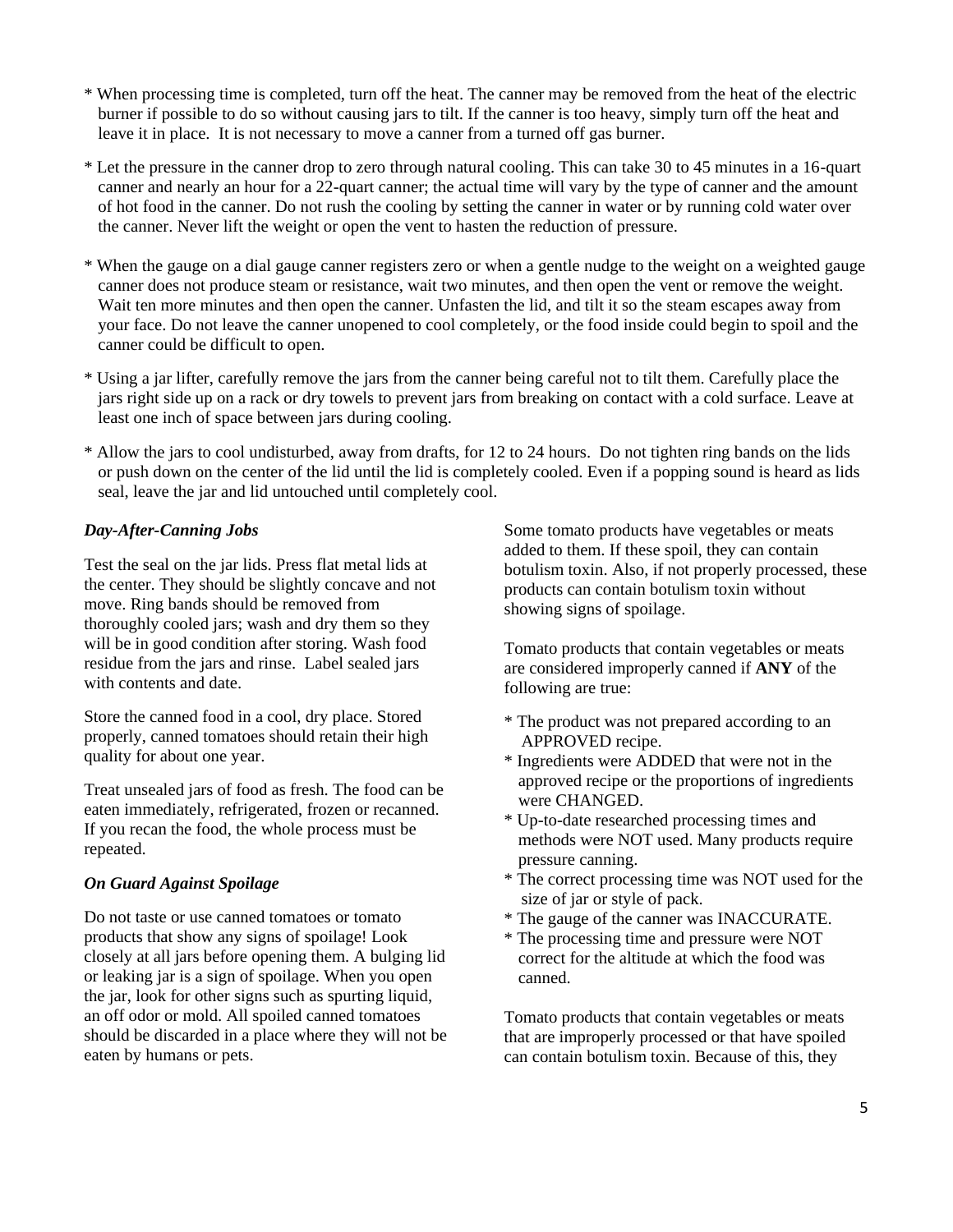* When processing time is completed, turn off the heat. The canner may be removed from the heat of the electric burner if possible to do so without causing jars to tilt. If the canner is too heavy, simply turn off the heat and leave it in place. It is not necessary to move a canner from a turned off gas burner.

* Let the pressure in the canner drop to zero through natural cooling. This can take 30 to 45 minutes in a 16-quart canner and nearly an hour for a 22-quart canner; the actual time will vary by the type of canner and the amount of hot food in the canner. Do not rush the cooling by setting the canner in water or by running cold water over the canner. Never lift the weight or open the vent to hasten the reduction of pressure.

* When the gauge on a dial gauge canner registers zero or when a gentle nudge to the weight on a weighted gauge canner does not produce steam or resistance, wait two minutes, and then open the vent or remove the weight. Wait ten more minutes and then open the canner. Unfasten the lid, and tilt it so the steam escapes away from your face. Do not leave the canner unopened to cool completely, or the food inside could begin to spoil and the canner could be difficult to open.

* Using a jar lifter, carefully remove the jars from the canner being careful not to tilt them. Carefully place the jars right side up on a rack or dry towels to prevent jars from breaking on contact with a cold surface. Leave at least one inch of space between jars during cooling.

* Allow the jars to cool undisturbed, away from drafts, for 12 to 24 hours. Do not tighten ring bands on the lids or push down on the center of the lid until the lid is completely cooled. Even if a popping sound is heard as lids seal, leave the jar and lid untouched until completely cool.

### *Day-After-Canning Jobs*

Test the seal on the jar lids. Press flat metal lids at the center. They should be slightly concave and not move. Ring bands should be removed from thoroughly cooled jars; wash and dry them so they will be in good condition after storing. Wash food residue from the jars and rinse. Label sealed jars with contents and date.

Store the canned food in a cool, dry place. Stored properly, canned tomatoes should retain their high quality for about one year.

Treat unsealed jars of food as fresh. The food can be eaten immediately, refrigerated, frozen or recanned. If you recan the food, the whole process must be repeated.

### *On Guard Against Spoilage*

Do not taste or use canned tomatoes or tomato products that show any signs of spoilage! Look closely at all jars before opening them. A bulging lid or leaking jar is a sign of spoilage. When you open the jar, look for other signs such as spurting liquid, an off odor or mold. All spoiled canned tomatoes should be discarded in a place where they will not be eaten by humans or pets.

Some tomato products have vegetables or meats added to them. If these spoil, they can contain botulism toxin. Also, if not properly processed, these products can contain botulism toxin without showing signs of spoilage.

Tomato products that contain vegetables or meats are considered improperly canned if **ANY** of the following are true:

* The product was not prepared according to an APPROVED recipe.
* Ingredients were ADDED that were not in the approved recipe or the proportions of ingredients were CHANGED.
* Up-to-date researched processing times and methods were NOT used. Many products require pressure canning.
* The correct processing time was NOT used for the size of jar or style of pack.
* The gauge of the canner was INACCURATE.
* The processing time and pressure were NOT correct for the altitude at which the food was canned.

Tomato products that contain vegetables or meats that are improperly processed or that have spoiled can contain botulism toxin. Because of this, they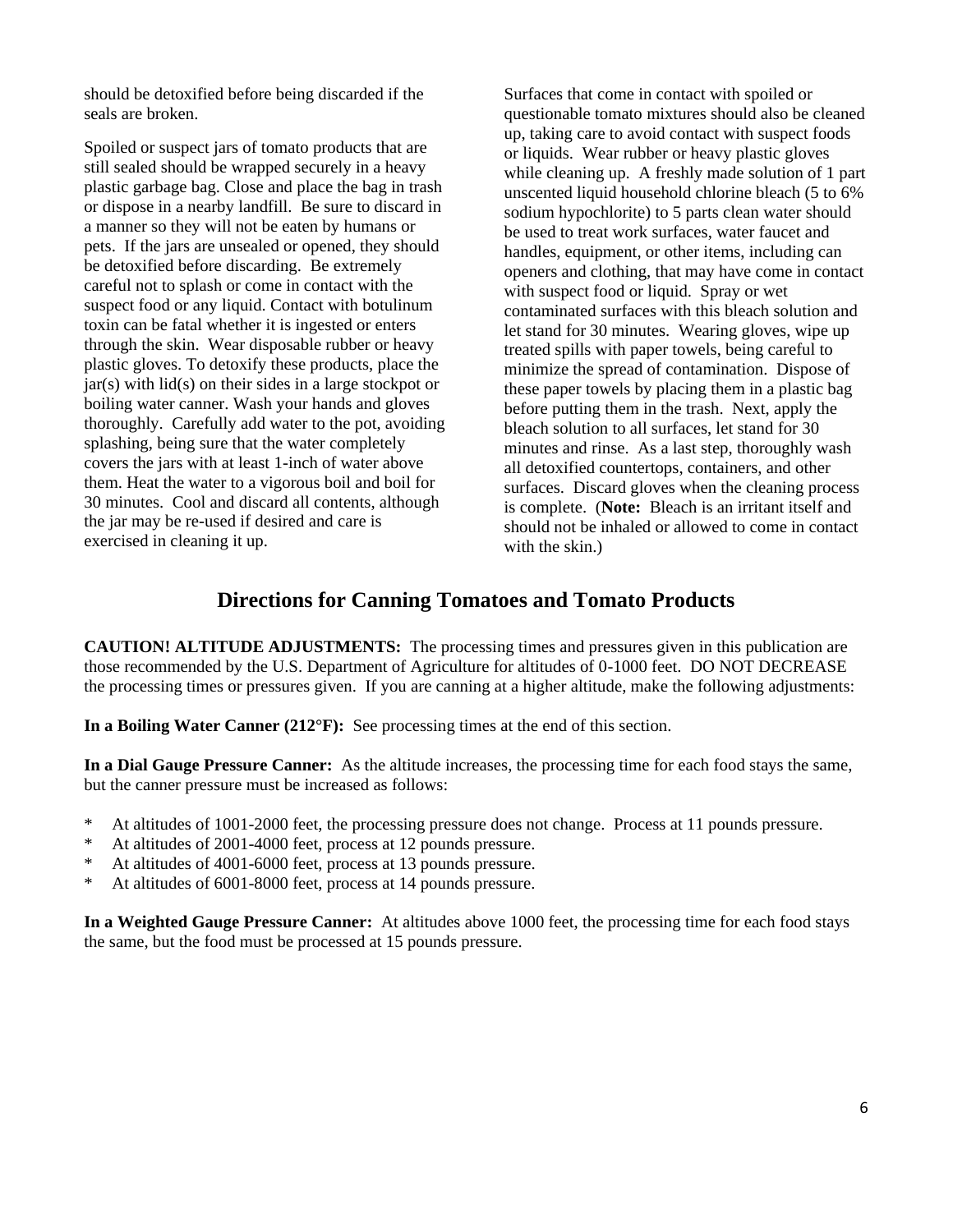should be detoxified before being discarded if the seals are broken.

Spoiled or suspect jars of tomato products that are still sealed should be wrapped securely in a heavy plastic garbage bag. Close and place the bag in trash or dispose in a nearby landfill. Be sure to discard in a manner so they will not be eaten by humans or pets. If the jars are unsealed or opened, they should be detoxified before discarding. Be extremely careful not to splash or come in contact with the suspect food or any liquid. Contact with botulinum toxin can be fatal whether it is ingested or enters through the skin. Wear disposable rubber or heavy plastic gloves. To detoxify these products, place the jar(s) with lid(s) on their sides in a large stockpot or boiling water canner. Wash your hands and gloves thoroughly. Carefully add water to the pot, avoiding splashing, being sure that the water completely covers the jars with at least 1-inch of water above them. Heat the water to a vigorous boil and boil for 30 minutes. Cool and discard all contents, although the jar may be re-used if desired and care is exercised in cleaning it up.

Surfaces that come in contact with spoiled or questionable tomato mixtures should also be cleaned up, taking care to avoid contact with suspect foods or liquids. Wear rubber or heavy plastic gloves while cleaning up. A freshly made solution of 1 part unscented liquid household chlorine bleach (5 to 6% sodium hypochlorite) to 5 parts clean water should be used to treat work surfaces, water faucet and handles, equipment, or other items, including can openers and clothing, that may have come in contact with suspect food or liquid. Spray or wet contaminated surfaces with this bleach solution and let stand for 30 minutes. Wearing gloves, wipe up treated spills with paper towels, being careful to minimize the spread of contamination. Dispose of these paper towels by placing them in a plastic bag before putting them in the trash. Next, apply the bleach solution to all surfaces, let stand for 30 minutes and rinse. As a last step, thoroughly wash all detoxified countertops, containers, and other surfaces. Discard gloves when the cleaning process is complete. (**Note:** Bleach is an irritant itself and should not be inhaled or allowed to come in contact with the skin.)

## Directions for Canning Tomatoes and Tomato Products

**CAUTION! ALTITUDE ADJUSTMENTS:** The processing times and pressures given in this publication are those recommended by the U.S. Department of Agriculture for altitudes of 0-1000 feet. DO NOT DECREASE the processing times or pressures given. If you are canning at a higher altitude, make the following adjustments:

**In a Boiling Water Canner (212°F):** See processing times at the end of this section.

**In a Dial Gauge Pressure Canner:** As the altitude increases, the processing time for each food stays the same, but the canner pressure must be increased as follows:

* At altitudes of 1001-2000 feet, the processing pressure does not change. Process at 11 pounds pressure.
* At altitudes of 2001-4000 feet, process at 12 pounds pressure.
* At altitudes of 4001-6000 feet, process at 13 pounds pressure.
* At altitudes of 6001-8000 feet, process at 14 pounds pressure.

**In a Weighted Gauge Pressure Canner:** At altitudes above 1000 feet, the processing time for each food stays the same, but the food must be processed at 15 pounds pressure.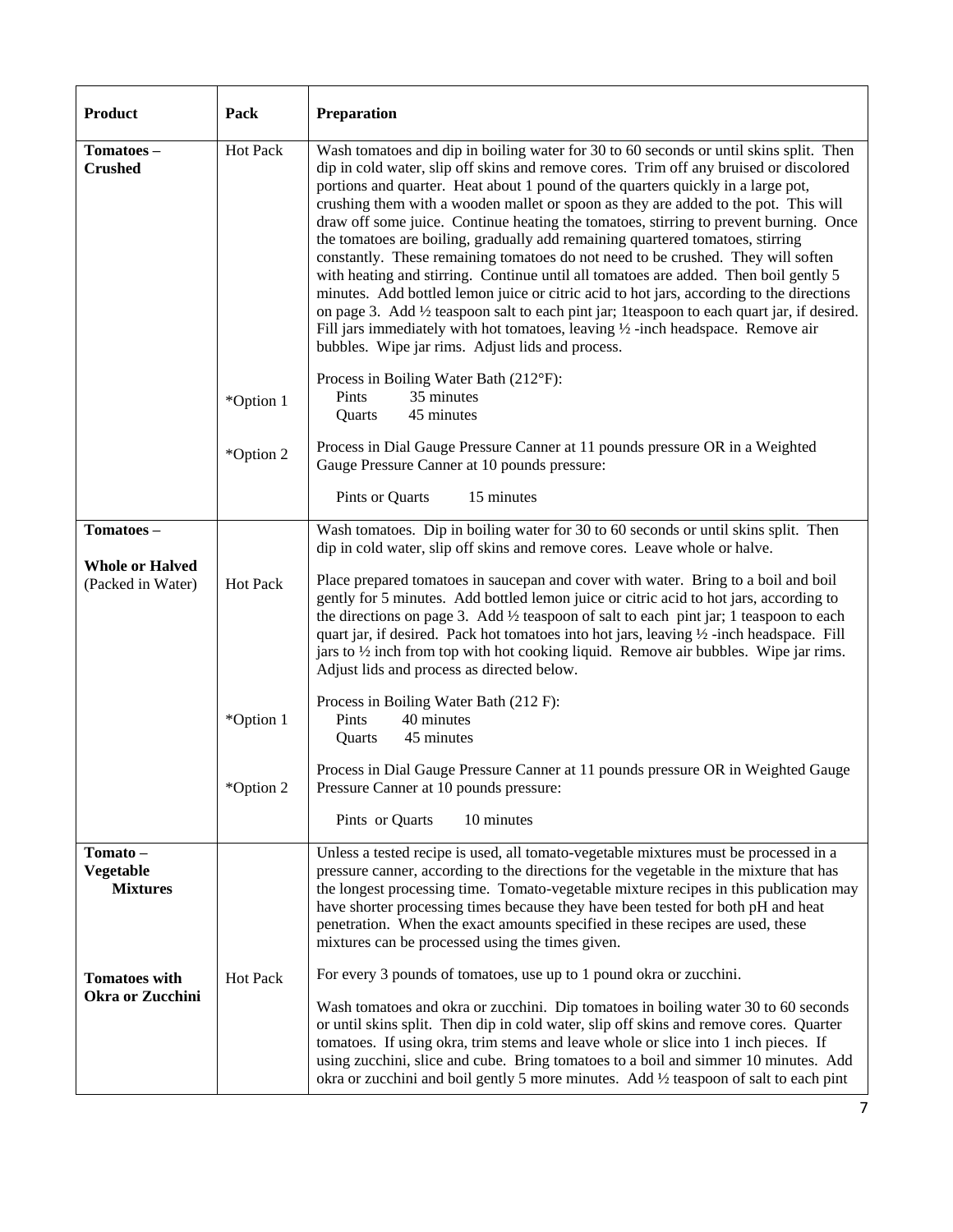| Product | Pack | Preparation |
|---|---|---|
| **Tomatoes – Crushed** | Hot Pack | Wash tomatoes and dip in boiling water for 30 to 60 seconds or until skins split. Then dip in cold water, slip off skins and remove cores. Trim off any bruised or discolored portions and quarter. Heat about 1 pound of the quarters quickly in a large pot, crushing them with a wooden mallet or spoon as they are added to the pot. This will draw off some juice. Continue heating the tomatoes, stirring to prevent burning. Once the tomatoes are boiling, gradually add remaining quartered tomatoes, stirring constantly. These remaining tomatoes do not need to be crushed. They will soften with heating and stirring. Continue until all tomatoes are added. Then boil gently 5 minutes. Add bottled lemon juice or citric acid to hot jars, according to the directions on page 3. Add ½ teaspoon salt to each pint jar; 1teaspoon to each quart jar, if desired. Fill jars immediately with hot tomatoes, leaving ½ -inch headspace. Remove air bubbles. Wipe jar rims. Adjust lids and process. |
| | *Option 1 | Process in Boiling Water Bath (212°F): Pints 35 minutes; Quarts 45 minutes |
| | *Option 2 | Process in Dial Gauge Pressure Canner at 11 pounds pressure OR in a Weighted Gauge Pressure Canner at 10 pounds pressure: Pints or Quarts 15 minutes |
| **Tomatoes – Whole or Halved** (Packed in Water) | Hot Pack | Wash tomatoes. Dip in boiling water for 30 to 60 seconds or until skins split. Then dip in cold water, slip off skins and remove cores. Leave whole or halve. Place prepared tomatoes in saucepan and cover with water. Bring to a boil and boil gently for 5 minutes. Add bottled lemon juice or citric acid to hot jars, according to the directions on page 3. Add ½ teaspoon of salt to each pint jar; 1 teaspoon to each quart jar, if desired. Pack hot tomatoes into hot jars, leaving ½ -inch headspace. Fill jars to ½ inch from top with hot cooking liquid. Remove air bubbles. Wipe jar rims. Adjust lids and process as directed below. |
| | *Option 1 | Process in Boiling Water Bath (212 F): Pints 40 minutes; Quarts 45 minutes |
| | *Option 2 | Process in Dial Gauge Pressure Canner at 11 pounds pressure OR in Weighted Gauge Pressure Canner at 10 pounds pressure: Pints or Quarts 10 minutes |
| **Tomato – Vegetable Mixtures** | | Unless a tested recipe is used, all tomato-vegetable mixtures must be processed in a pressure canner, according to the directions for the vegetable in the mixture that has the longest processing time. Tomato-vegetable mixture recipes in this publication may have shorter processing times because they have been tested for both pH and heat penetration. When the exact amounts specified in these recipes are used, these mixtures can be processed using the times given. |
| **Tomatoes with Okra or Zucchini** | Hot Pack | For every 3 pounds of tomatoes, use up to 1 pound okra or zucchini. Wash tomatoes and okra or zucchini. Dip tomatoes in boiling water 30 to 60 seconds or until skins split. Then dip in cold water, slip off skins and remove cores. Quarter tomatoes. If using okra, trim stems and leave whole or slice into 1 inch pieces. If using zucchini, slice and cube. Bring tomatoes to a boil and simmer 10 minutes. Add okra or zucchini and boil gently 5 more minutes. Add ½ teaspoon of salt to each pint |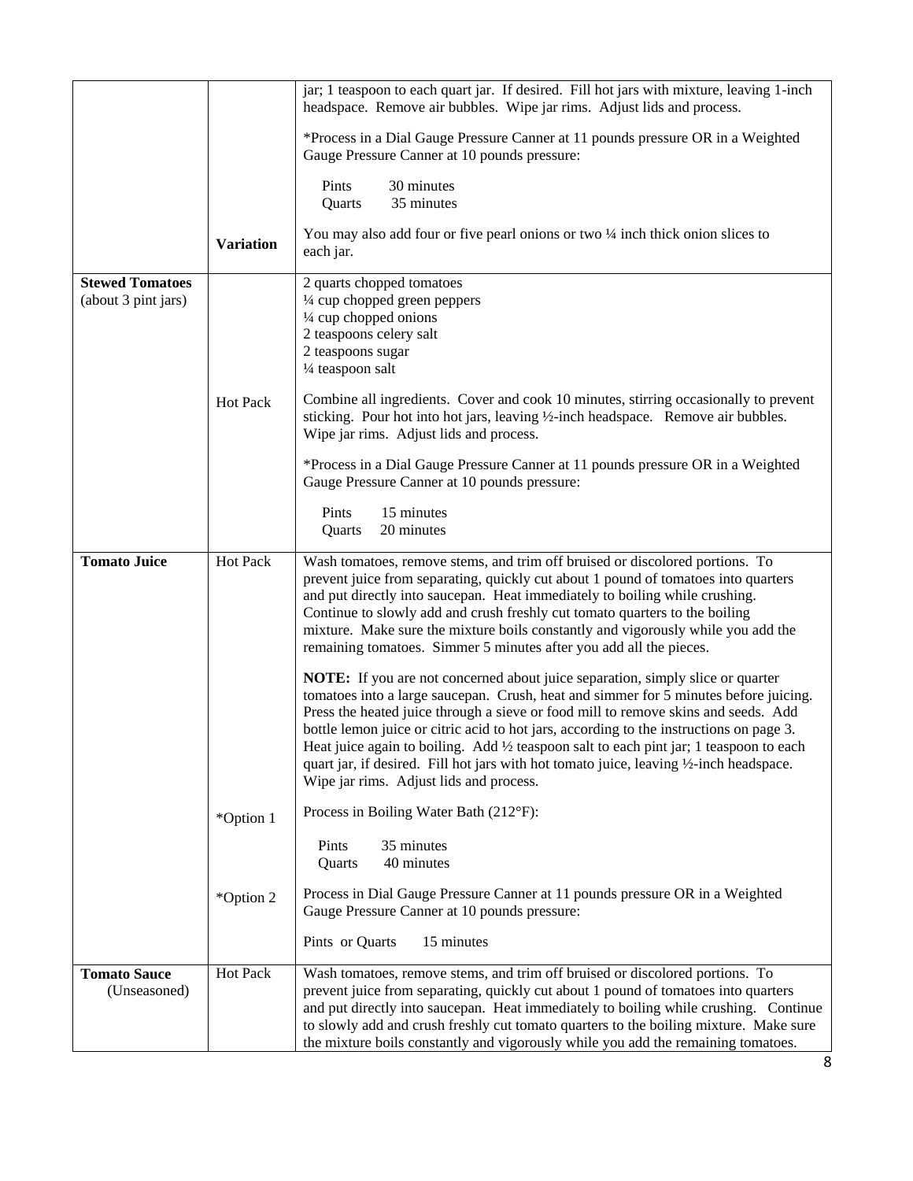| | | |
|---|---|---|
| | | jar; 1 teaspoon to each quart jar. If desired. Fill hot jars with mixture, leaving 1-inch headspace. Remove air bubbles. Wipe jar rims. Adjust lids and process.<br><br>*Process in a Dial Gauge Pressure Canner at 11 pounds pressure OR in a Weighted Gauge Pressure Canner at 10 pounds pressure:<br><br>Pints 30 minutes<br>Quarts 35 minutes |
| | **Variation** | You may also add four or five pearl onions or two ¼ inch thick onion slices to each jar. |
| **Stewed Tomatoes** (about 3 pint jars) | | 2 quarts chopped tomatoes<br>¼ cup chopped green peppers<br>¼ cup chopped onions<br>2 teaspoons celery salt<br>2 teaspoons sugar<br>¼ teaspoon salt |
| | Hot Pack | Combine all ingredients. Cover and cook 10 minutes, stirring occasionally to prevent sticking. Pour hot into hot jars, leaving ½-inch headspace. Remove air bubbles. Wipe jar rims. Adjust lids and process.<br><br>*Process in a Dial Gauge Pressure Canner at 11 pounds pressure OR in a Weighted Gauge Pressure Canner at 10 pounds pressure:<br><br>Pints 15 minutes<br>Quarts 20 minutes |
| **Tomato Juice** | Hot Pack | Wash tomatoes, remove stems, and trim off bruised or discolored portions. To prevent juice from separating, quickly cut about 1 pound of tomatoes into quarters and put directly into saucepan. Heat immediately to boiling while crushing. Continue to slowly add and crush freshly cut tomato quarters to the boiling mixture. Make sure the mixture boils constantly and vigorously while you add the remaining tomatoes. Simmer 5 minutes after you add all the pieces.<br><br>**NOTE:** If you are not concerned about juice separation, simply slice or quarter tomatoes into a large saucepan. Crush, heat and simmer for 5 minutes before juicing. Press the heated juice through a sieve or food mill to remove skins and seeds. Add bottle lemon juice or citric acid to hot jars, according to the instructions on page 3. Heat juice again to boiling. Add ½ teaspoon salt to each pint jar; 1 teaspoon to each quart jar, if desired. Fill hot jars with hot tomato juice, leaving ½-inch headspace. Wipe jar rims. Adjust lids and process. |
| | *Option 1 | Process in Boiling Water Bath (212°F):<br><br>Pints 35 minutes<br>Quarts 40 minutes |
| | *Option 2 | Process in Dial Gauge Pressure Canner at 11 pounds pressure OR in a Weighted Gauge Pressure Canner at 10 pounds pressure:<br><br>Pints or Quarts 15 minutes |
| **Tomato Sauce** (Unseasoned) | Hot Pack | Wash tomatoes, remove stems, and trim off bruised or discolored portions. To prevent juice from separating, quickly cut about 1 pound of tomatoes into quarters and put directly into saucepan. Heat immediately to boiling while crushing. Continue to slowly add and crush freshly cut tomato quarters to the boiling mixture. Make sure the mixture boils constantly and vigorously while you add the remaining tomatoes. |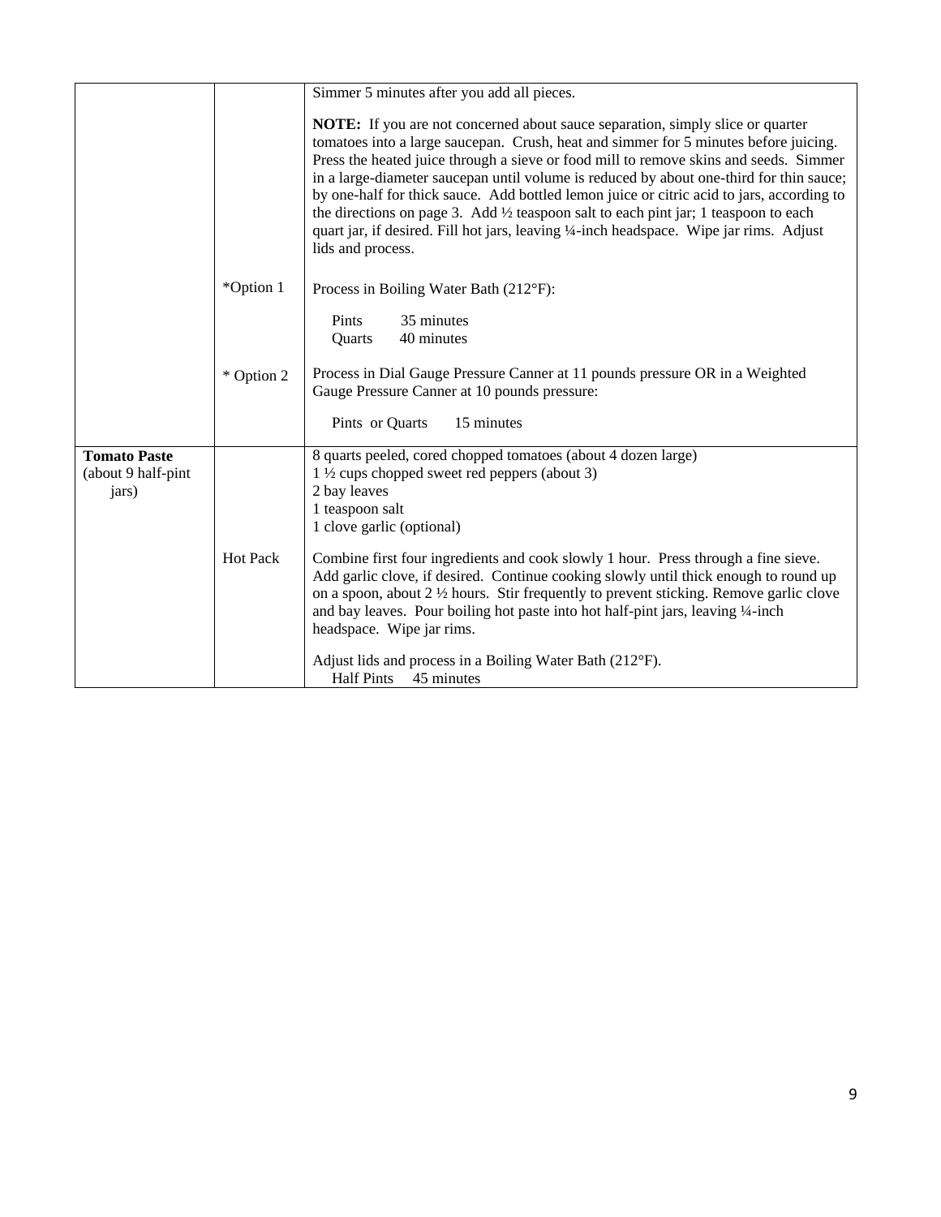| | | |
|---|---|---|
| | | Simmer 5 minutes after you add all pieces.<br><br>**NOTE:** If you are not concerned about sauce separation, simply slice or quarter tomatoes into a large saucepan. Crush, heat and simmer for 5 minutes before juicing. Press the heated juice through a sieve or food mill to remove skins and seeds. Simmer in a large-diameter saucepan until volume is reduced by about one-third for thin sauce; by one-half for thick sauce. Add bottled lemon juice or citric acid to jars, according to the directions on page 3. Add ½ teaspoon salt to each pint jar; 1 teaspoon to each quart jar, if desired. Fill hot jars, leaving ¼-inch headspace. Wipe jar rims. Adjust lids and process. |
| | *Option 1 | Process in Boiling Water Bath (212°F):<br><br>Pints 35 minutes<br>Quarts 40 minutes |
| | * Option 2 | Process in Dial Gauge Pressure Canner at 11 pounds pressure OR in a Weighted Gauge Pressure Canner at 10 pounds pressure:<br><br>Pints or Quarts 15 minutes |
| **Tomato Paste** (about 9 half-pint jars) | | 8 quarts peeled, cored chopped tomatoes (about 4 dozen large)<br>1 ½ cups chopped sweet red peppers (about 3)<br>2 bay leaves<br>1 teaspoon salt<br>1 clove garlic (optional) |
| | Hot Pack | Combine first four ingredients and cook slowly 1 hour. Press through a fine sieve. Add garlic clove, if desired. Continue cooking slowly until thick enough to round up on a spoon, about 2 ½ hours. Stir frequently to prevent sticking. Remove garlic clove and bay leaves. Pour boiling hot paste into hot half-pint jars, leaving ¼-inch headspace. Wipe jar rims.<br><br>Adjust lids and process in a Boiling Water Bath (212°F).<br>Half Pints 45 minutes |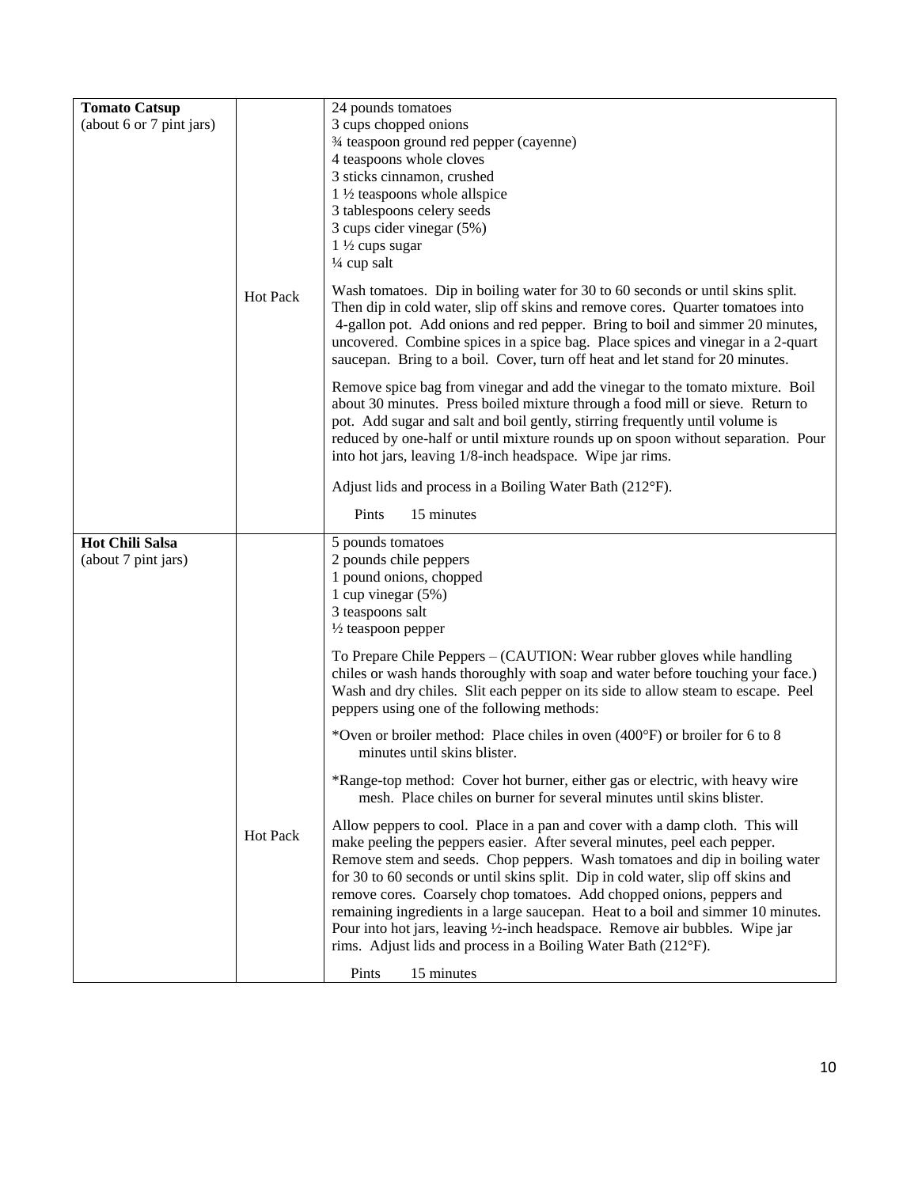| | | |
|---|---|---|
| **Tomato Catsup** (about 6 or 7 pint jars) | Hot Pack | 24 pounds tomatoes<br>3 cups chopped onions<br>¾ teaspoon ground red pepper (cayenne)<br>4 teaspoons whole cloves<br>3 sticks cinnamon, crushed<br>1 ½ teaspoons whole allspice<br>3 tablespoons celery seeds<br>3 cups cider vinegar (5%)<br>1 ½ cups sugar<br>¼ cup salt<br><br>Wash tomatoes. Dip in boiling water for 30 to 60 seconds or until skins split. Then dip in cold water, slip off skins and remove cores. Quarter tomatoes into 4-gallon pot. Add onions and red pepper. Bring to boil and simmer 20 minutes, uncovered. Combine spices in a spice bag. Place spices and vinegar in a 2-quart saucepan. Bring to a boil. Cover, turn off heat and let stand for 20 minutes.<br><br>Remove spice bag from vinegar and add the vinegar to the tomato mixture. Boil about 30 minutes. Press boiled mixture through a food mill or sieve. Return to pot. Add sugar and salt and boil gently, stirring frequently until volume is reduced by one-half or until mixture rounds up on spoon without separation. Pour into hot jars, leaving 1/8-inch headspace. Wipe jar rims.<br><br>Adjust lids and process in a Boiling Water Bath (212°F).<br><br>Pints 15 minutes |
| **Hot Chili Salsa** (about 7 pint jars) | Hot Pack | 5 pounds tomatoes<br>2 pounds chile peppers<br>1 pound onions, chopped<br>1 cup vinegar (5%)<br>3 teaspoons salt<br>½ teaspoon pepper<br><br>To Prepare Chile Peppers – (CAUTION: Wear rubber gloves while handling chiles or wash hands thoroughly with soap and water before touching your face.) Wash and dry chiles. Slit each pepper on its side to allow steam to escape. Peel peppers using one of the following methods:<br><br>*Oven or broiler method: Place chiles in oven (400°F) or broiler for 6 to 8 minutes until skins blister.<br><br>*Range-top method: Cover hot burner, either gas or electric, with heavy wire mesh. Place chiles on burner for several minutes until skins blister.<br><br>Allow peppers to cool. Place in a pan and cover with a damp cloth. This will make peeling the peppers easier. After several minutes, peel each pepper. Remove stem and seeds. Chop peppers. Wash tomatoes and dip in boiling water for 30 to 60 seconds or until skins split. Dip in cold water, slip off skins and remove cores. Coarsely chop tomatoes. Add chopped onions, peppers and remaining ingredients in a large saucepan. Heat to a boil and simmer 10 minutes. Pour into hot jars, leaving ½-inch headspace. Remove air bubbles. Wipe jar rims. Adjust lids and process in a Boiling Water Bath (212°F).<br><br>Pints 15 minutes |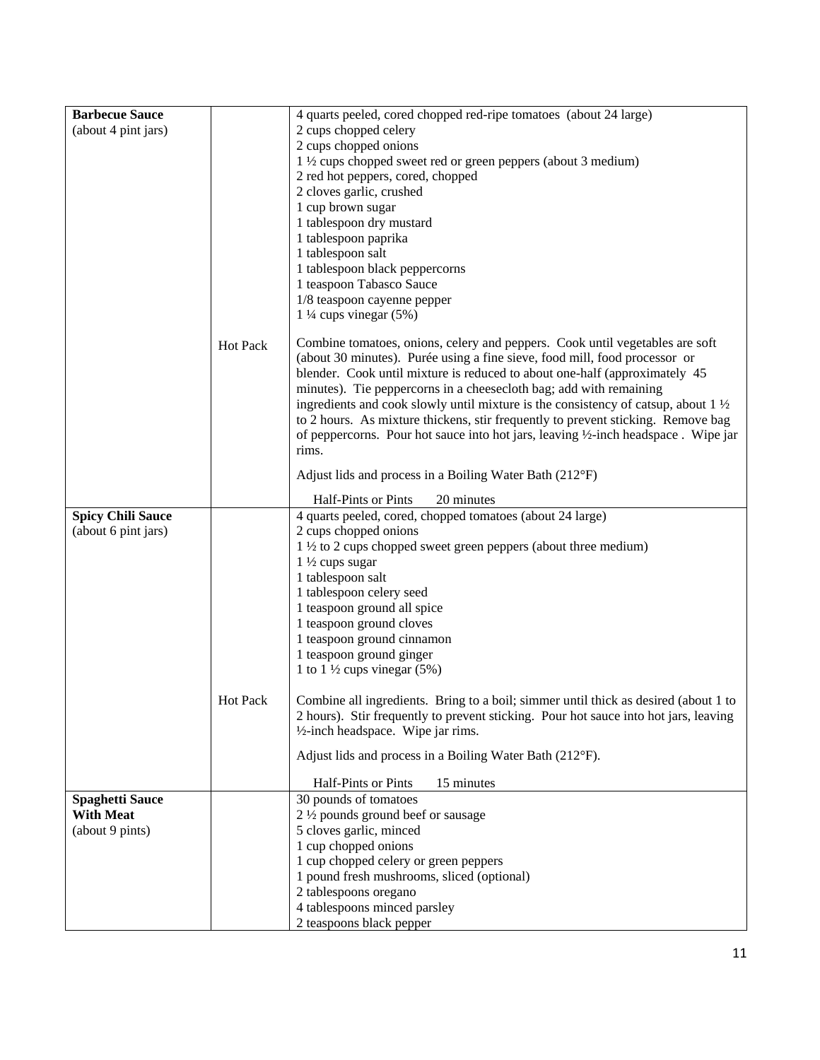| | | |
|---|---|---|
| **Barbecue Sauce** (about 4 pint jars) | | 4 quarts peeled, cored chopped red-ripe tomatoes (about 24 large)<br>2 cups chopped celery<br>2 cups chopped onions<br>1 ½ cups chopped sweet red or green peppers (about 3 medium)<br>2 red hot peppers, cored, chopped<br>2 cloves garlic, crushed<br>1 cup brown sugar<br>1 tablespoon dry mustard<br>1 tablespoon paprika<br>1 tablespoon salt<br>1 tablespoon black peppercorns<br>1 teaspoon Tabasco Sauce<br>1/8 teaspoon cayenne pepper<br>1 ¼ cups vinegar (5%) |
| | Hot Pack | Combine tomatoes, onions, celery and peppers. Cook until vegetables are soft (about 30 minutes). Purée using a fine sieve, food mill, food processor or blender. Cook until mixture is reduced to about one-half (approximately 45 minutes). Tie peppercorns in a cheesecloth bag; add with remaining ingredients and cook slowly until mixture is the consistency of catsup, about 1 ½ to 2 hours. As mixture thickens, stir frequently to prevent sticking. Remove bag of peppercorns. Pour hot sauce into hot jars, leaving ½-inch headspace . Wipe jar rims.<br><br>Adjust lids and process in a Boiling Water Bath (212°F)<br><br>Half-Pints or Pints 20 minutes |
| **Spicy Chili Sauce** (about 6 pint jars) | | 4 quarts peeled, cored, chopped tomatoes (about 24 large)<br>2 cups chopped onions<br>1 ½ to 2 cups chopped sweet green peppers (about three medium)<br>1 ½ cups sugar<br>1 tablespoon salt<br>1 tablespoon celery seed<br>1 teaspoon ground all spice<br>1 teaspoon ground cloves<br>1 teaspoon ground cinnamon<br>1 teaspoon ground ginger<br>1 to 1 ½ cups vinegar (5%) |
| | Hot Pack | Combine all ingredients. Bring to a boil; simmer until thick as desired (about 1 to 2 hours). Stir frequently to prevent sticking. Pour hot sauce into hot jars, leaving ½-inch headspace. Wipe jar rims.<br><br>Adjust lids and process in a Boiling Water Bath (212°F).<br><br>Half-Pints or Pints 15 minutes |
| **Spaghetti Sauce With Meat** (about 9 pints) | | 30 pounds of tomatoes<br>2 ½ pounds ground beef or sausage<br>5 cloves garlic, minced<br>1 cup chopped onions<br>1 cup chopped celery or green peppers<br>1 pound fresh mushrooms, sliced (optional)<br>2 tablespoons oregano<br>4 tablespoons minced parsley<br>2 teaspoons black pepper |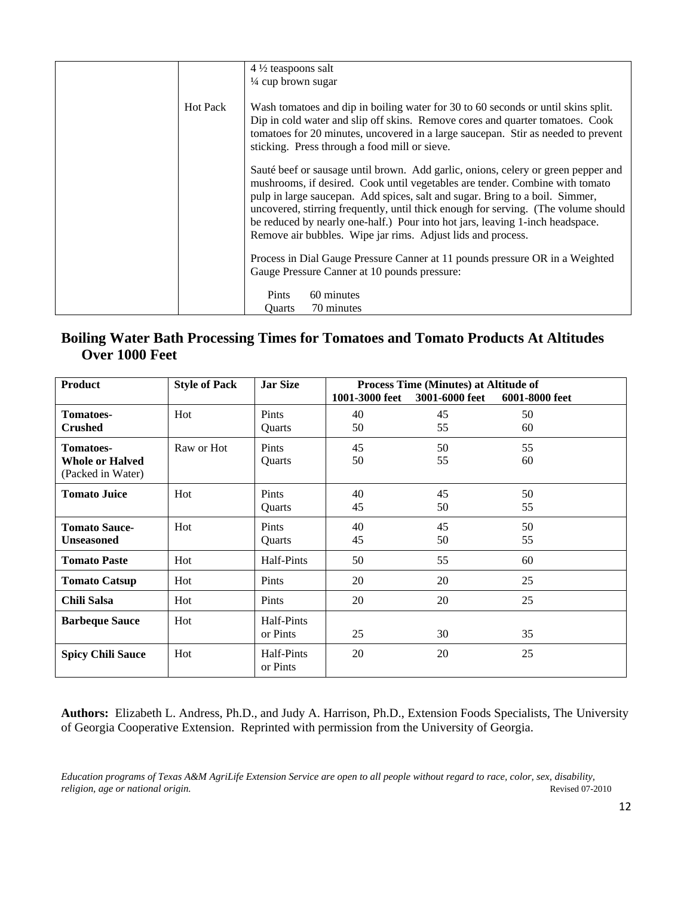| | | |
|---|---|---|
| | | 4 ½ teaspoons salt<br>¼ cup brown sugar |
| | Hot Pack | Wash tomatoes and dip in boiling water for 30 to 60 seconds or until skins split. Dip in cold water and slip off skins. Remove cores and quarter tomatoes. Cook tomatoes for 20 minutes, uncovered in a large saucepan. Stir as needed to prevent sticking. Press through a food mill or sieve.<br><br>Sauté beef or sausage until brown. Add garlic, onions, celery or green pepper and mushrooms, if desired. Cook until vegetables are tender. Combine with tomato pulp in large saucepan. Add spices, salt and sugar. Bring to a boil. Simmer, uncovered, stirring frequently, until thick enough for serving. (The volume should be reduced by nearly one-half.) Pour into hot jars, leaving 1-inch headspace. Remove air bubbles. Wipe jar rims. Adjust lids and process.<br><br>Process in Dial Gauge Pressure Canner at 11 pounds pressure OR in a Weighted Gauge Pressure Canner at 10 pounds pressure:<br><br>Pints 60 minutes<br>Quarts 70 minutes |

## Boiling Water Bath Processing Times for Tomatoes and Tomato Products At Altitudes Over 1000 Feet

| Product | Style of Pack | Jar Size | Process Time (Minutes) at Altitude of | | |
|---|---|---|---|---|---|
| | | | 1001-3000 feet | 3001-6000 feet | 6001-8000 feet |
| **Tomatoes-Crushed** | Hot | Pints<br>Quarts | 40<br>50 | 45<br>55 | 50<br>60 |
| **Tomatoes-Whole or Halved** (Packed in Water) | Raw or Hot | Pints<br>Quarts | 45<br>50 | 50<br>55 | 55<br>60 |
| **Tomato Juice** | Hot | Pints<br>Quarts | 40<br>45 | 45<br>50 | 50<br>55 |
| **Tomato Sauce-Unseasoned** | Hot | Pints<br>Quarts | 40<br>45 | 45<br>50 | 50<br>55 |
| **Tomato Paste** | Hot | Half-Pints | 50 | 55 | 60 |
| **Tomato Catsup** | Hot | Pints | 20 | 20 | 25 |
| **Chili Salsa** | Hot | Pints | 20 | 20 | 25 |
| **Barbeque Sauce** | Hot | Half-Pints or Pints | 25 | 30 | 35 |
| **Spicy Chili Sauce** | Hot | Half-Pints or Pints | 20 | 20 | 25 |

**Authors:** Elizabeth L. Andress, Ph.D., and Judy A. Harrison, Ph.D., Extension Foods Specialists, The University of Georgia Cooperative Extension. Reprinted with permission from the University of Georgia.

*Education programs of Texas A&M AgriLife Extension Service are open to all people without regard to race, color, sex, disability, religion, age or national origin.* Revised 07-2010